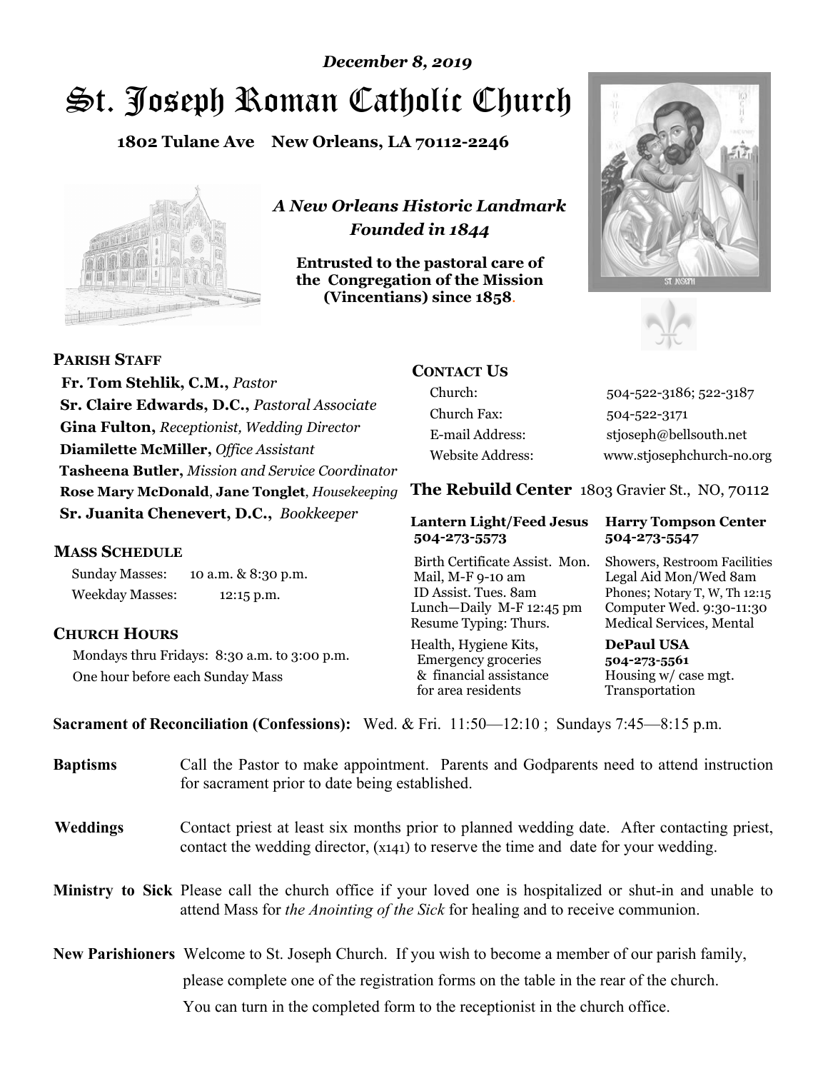*December 8, 2019*

# St. Joseph Roman Catholic Church

**1802 Tulane Ave New Orleans, LA 70112-2246**

*A New Orleans Historic Landmark*
*Founded in 1844*

**Entrusted to the pastoral care of the Congregation of the Mission (Vincentians) since 1858.**

## PARISH STAFF

**Fr. Tom Stehlik, C.M.,** *Pastor*
**Sr. Claire Edwards, D.C.,** *Pastoral Associate*
**Gina Fulton,** *Receptionist, Wedding Director*
**Diamilette McMiller,** *Office Assistant*
**Tasheena Butler,** *Mission and Service Coordinator*
**Rose Mary McDonald**, **Jane Tonglet**, *Housekeeping*
**Sr. Juanita Chenevert, D.C.,** *Bookkeeper*

## MASS SCHEDULE

Sunday Masses: 10 a.m. & 8:30 p.m.
Weekday Masses: 12:15 p.m.

## CHURCH HOURS

Mondays thru Fridays: 8:30 a.m. to 3:00 p.m.
One hour before each Sunday Mass

## CONTACT US

| | |
|---|---|
| Church: | 504-522-3186; 522-3187 |
| Church Fax: | 504-522-3171 |
| E-mail Address: | stjoseph@bellsouth.net |
| Website Address: | www.stjosephchurch-no.org |

**The Rebuild Center** 1803 Gravier St., NO, 70112

| **Lantern Light/Feed Jesus 504-273-5573** | **Harry Tompson Center 504-273-5547** |
|---|---|
| Birth Certificate Assist. Mon. Mail, M-F 9-10 am ID Assist. Tues. 8am Lunch—Daily M-F 12:45 pm Resume Typing: Thurs. | Showers, Restroom Facilities Legal Aid Mon/Wed 8am Phones; Notary T, W, Th 12:15 Computer Wed. 9:30-11:30 Medical Services, Mental |
| Health, Hygiene Kits, Emergency groceries & financial assistance for area residents | **DePaul USA 504-273-5561** Housing w/ case mgt. Transportation |

**Sacrament of Reconciliation (Confessions):** Wed. & Fri. 11:50—12:10 ; Sundays 7:45—8:15 p.m.

**Baptisms** Call the Pastor to make appointment. Parents and Godparents need to attend instruction for sacrament prior to date being established.

**Weddings** Contact priest at least six months prior to planned wedding date. After contacting priest, contact the wedding director, (x141) to reserve the time and date for your wedding.

**Ministry to Sick** Please call the church office if your loved one is hospitalized or shut-in and unable to attend Mass for *the Anointing of the Sick* for healing and to receive communion.

**New Parishioners** Welcome to St. Joseph Church. If you wish to become a member of our parish family, please complete one of the registration forms on the table in the rear of the church. You can turn in the completed form to the receptionist in the church office.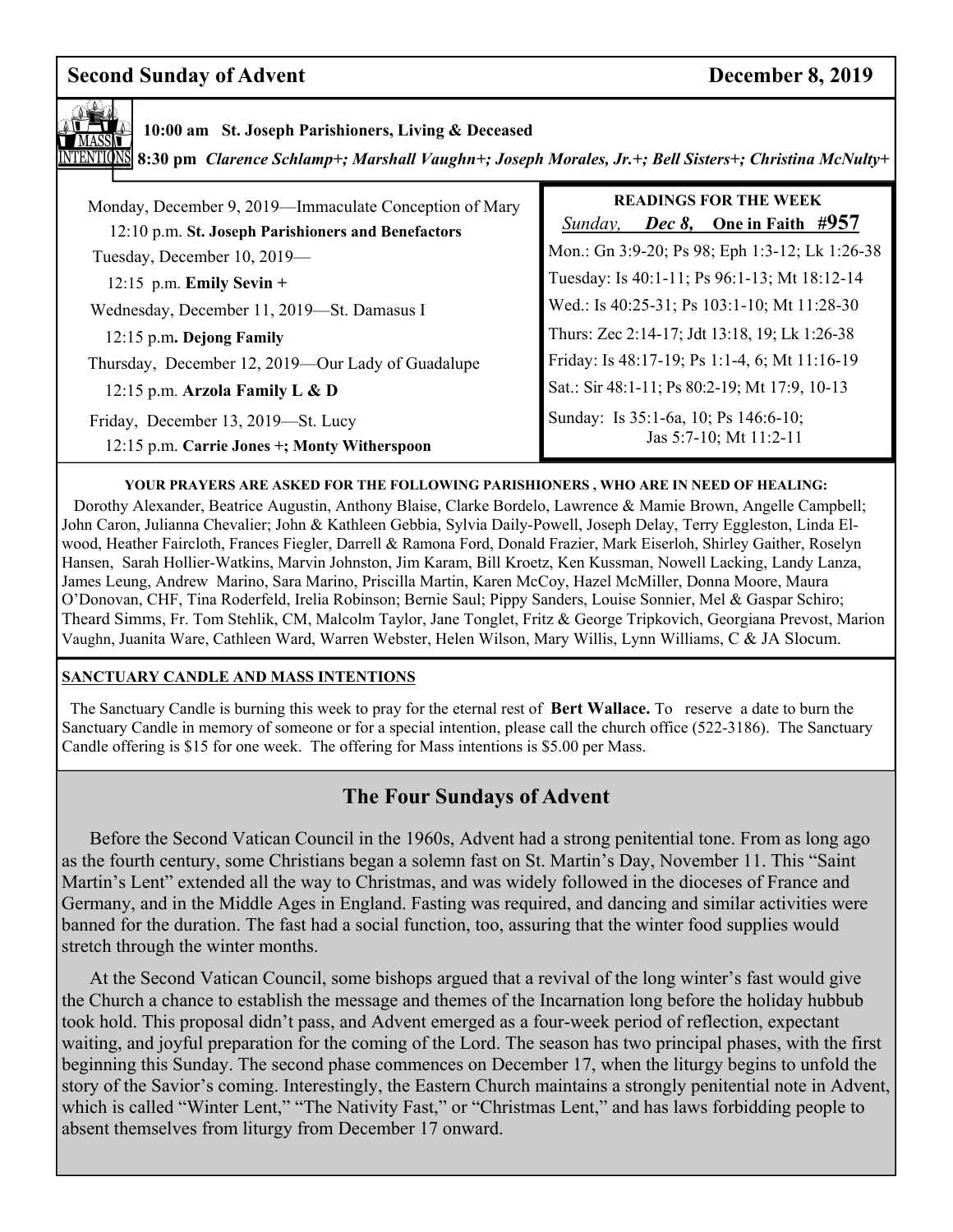## Second Sunday of Advent — December 8, 2019

**MASS INTENTIONS**

**10:00 am St. Joseph Parishioners, Living & Deceased**

**8:30 pm** ***Clarence Schlamp+; Marshall Vaughn+; Joseph Morales, Jr.+; Bell Sisters+; Christina McNulty+***

Monday, December 9, 2019—Immaculate Conception of Mary
12:10 p.m. **St. Joseph Parishioners and Benefactors**

Tuesday, December 10, 2019—
12:15 p.m. **Emily Sevin +**

Wednesday, December 11, 2019—St. Damasus I
12:15 p.m**. Dejong Family**

Thursday, December 12, 2019—Our Lady of Guadalupe
12:15 p.m. **Arzola Family L & D**

Friday, December 13, 2019—St. Lucy
12:15 p.m. **Carrie Jones +; Monty Witherspoon**

**READINGS FOR THE WEEK**

*Sunday,* ***Dec 8,*** **One in Faith #957**

Mon.: Gn 3:9-20; Ps 98; Eph 1:3-12; Lk 1:26-38

Tuesday: Is 40:1-11; Ps 96:1-13; Mt 18:12-14

Wed.: Is 40:25-31; Ps 103:1-10; Mt 11:28-30

Thurs: Zec 2:14-17; Jdt 13:18, 19; Lk 1:26-38

Friday: Is 48:17-19; Ps 1:1-4, 6; Mt 11:16-19

Sat.: Sir 48:1-11; Ps 80:2-19; Mt 17:9, 10-13

Sunday: Is 35:1-6a, 10; Ps 146:6-10; Jas 5:7-10; Mt 11:2-11

**YOUR PRAYERS ARE ASKED FOR THE FOLLOWING PARISHIONERS , WHO ARE IN NEED OF HEALING:**

Dorothy Alexander, Beatrice Augustin, Anthony Blaise, Clarke Bordelo, Lawrence & Mamie Brown, Angelle Campbell; John Caron, Julianna Chevalier; John & Kathleen Gebbia, Sylvia Daily-Powell, Joseph Delay, Terry Eggleston, Linda Elwood, Heather Faircloth, Frances Fiegler, Darrell & Ramona Ford, Donald Frazier, Mark Eiserloh, Shirley Gaither, Roselyn Hansen, Sarah Hollier-Watkins, Marvin Johnston, Jim Karam, Bill Kroetz, Ken Kussman, Nowell Lacking, Landy Lanza, James Leung, Andrew Marino, Sara Marino, Priscilla Martin, Karen McCoy, Hazel McMiller, Donna Moore, Maura O'Donovan, CHF, Tina Roderfeld, Irelia Robinson; Bernie Saul; Pippy Sanders, Louise Sonnier, Mel & Gaspar Schiro; Theard Simms, Fr. Tom Stehlik, CM, Malcolm Taylor, Jane Tonglet, Fritz & George Tripkovich, Georgiana Prevost, Marion Vaughn, Juanita Ware, Cathleen Ward, Warren Webster, Helen Wilson, Mary Willis, Lynn Williams, C & JA Slocum.

**SANCTUARY CANDLE AND MASS INTENTIONS**

The Sanctuary Candle is burning this week to pray for the eternal rest of **Bert Wallace.** To reserve a date to burn the Sanctuary Candle in memory of someone or for a special intention, please call the church office (522-3186). The Sanctuary Candle offering is $15 for one week. The offering for Mass intentions is $5.00 per Mass.

## The Four Sundays of Advent

Before the Second Vatican Council in the 1960s, Advent had a strong penitential tone. From as long ago as the fourth century, some Christians began a solemn fast on St. Martin's Day, November 11. This "Saint Martin's Lent" extended all the way to Christmas, and was widely followed in the dioceses of France and Germany, and in the Middle Ages in England. Fasting was required, and dancing and similar activities were banned for the duration. The fast had a social function, too, assuring that the winter food supplies would stretch through the winter months.

At the Second Vatican Council, some bishops argued that a revival of the long winter's fast would give the Church a chance to establish the message and themes of the Incarnation long before the holiday hubbub took hold. This proposal didn't pass, and Advent emerged as a four-week period of reflection, expectant waiting, and joyful preparation for the coming of the Lord. The season has two principal phases, with the first beginning this Sunday. The second phase commences on December 17, when the liturgy begins to unfold the story of the Savior's coming. Interestingly, the Eastern Church maintains a strongly penitential note in Advent, which is called "Winter Lent," "The Nativity Fast," or "Christmas Lent," and has laws forbidding people to absent themselves from liturgy from December 17 onward.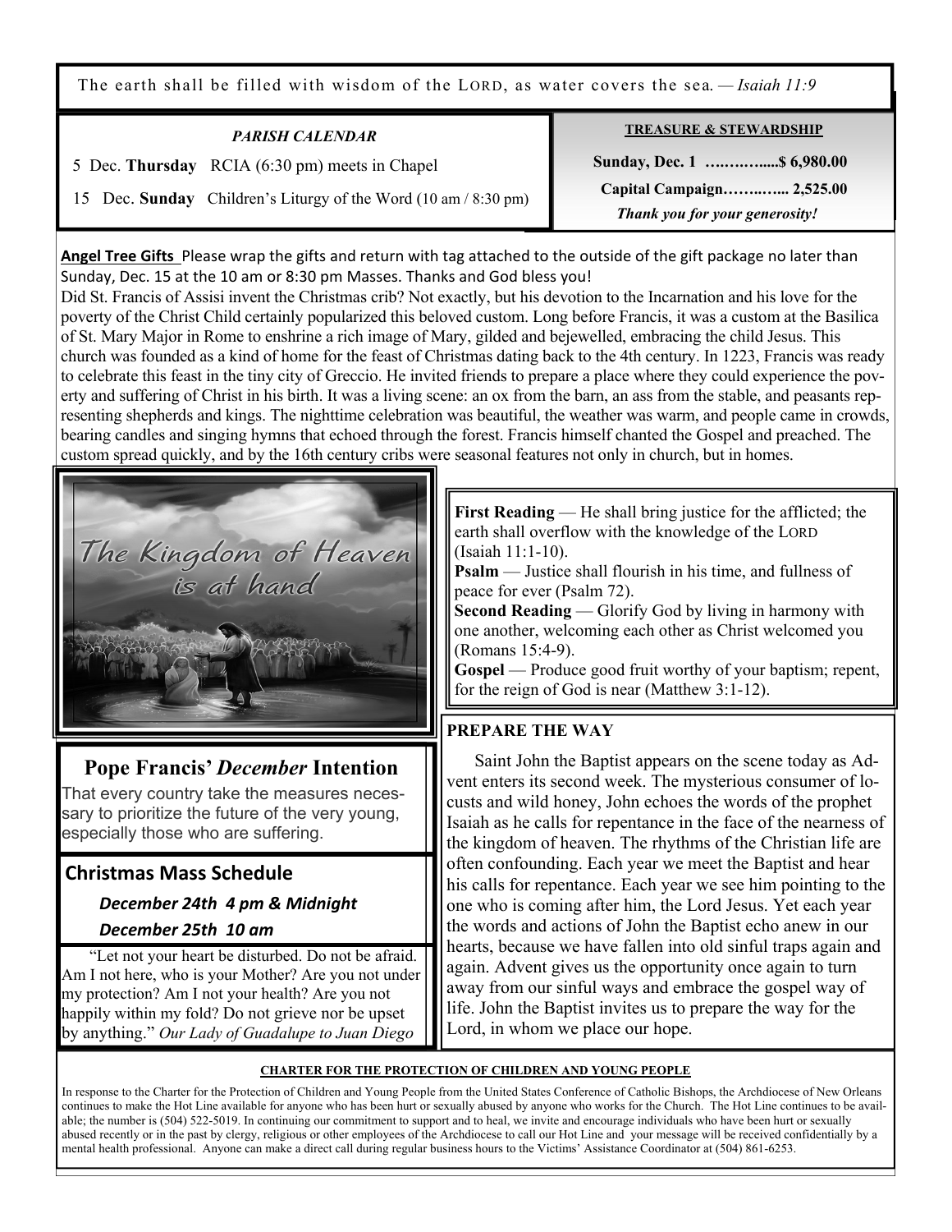The earth shall be filled with wisdom of the LORD, as water covers the sea. — *Isaiah 11:9*

***PARISH CALENDAR***

5 Dec. **Thursday** RCIA (6:30 pm) meets in Chapel

15 Dec. **Sunday** Children's Liturgy of the Word (10 am / 8:30 pm)

**TREASURE & STEWARDSHIP**

**Sunday, Dec. 1 ….……......$ 6,980.00**

**Capital Campaign……..….... 2,525.00**

***Thank you for your generosity!***

**Angel Tree Gifts** Please wrap the gifts and return with tag attached to the outside of the gift package no later than Sunday, Dec. 15 at the 10 am or 8:30 pm Masses. Thanks and God bless you!

Did St. Francis of Assisi invent the Christmas crib? Not exactly, but his devotion to the Incarnation and his love for the poverty of the Christ Child certainly popularized this beloved custom. Long before Francis, it was a custom at the Basilica of St. Mary Major in Rome to enshrine a rich image of Mary, gilded and bejewelled, embracing the child Jesus. This church was founded as a kind of home for the feast of Christmas dating back to the 4th century. In 1223, Francis was ready to celebrate this feast in the tiny city of Greccio. He invited friends to prepare a place where they could experience the poverty and suffering of Christ in his birth. It was a living scene: an ox from the barn, an ass from the stable, and peasants representing shepherds and kings. The nighttime celebration was beautiful, the weather was warm, and people came in crowds, bearing candles and singing hymns that echoed through the forest. Francis himself chanted the Gospel and preached. The custom spread quickly, and by the 16th century cribs were seasonal features not only in church, but in homes.

The Kingdom of Heaven is at hand

**First Reading** — He shall bring justice for the afflicted; the earth shall overflow with the knowledge of the LORD (Isaiah 11:1-10).
**Psalm** — Justice shall flourish in his time, and fullness of peace for ever (Psalm 72).
**Second Reading** — Glorify God by living in harmony with one another, welcoming each other as Christ welcomed you (Romans 15:4-9).
**Gospel** — Produce good fruit worthy of your baptism; repent, for the reign of God is near (Matthew 3:1-12).

## Pope Francis' *December* Intention

That every country take the measures necessary to prioritize the future of the very young, especially those who are suffering.

## Christmas Mass Schedule

***December 24th 4 pm & Midnight***

***December 25th 10 am***

"Let not your heart be disturbed. Do not be afraid. Am I not here, who is your Mother? Are you not under my protection? Am I not your health? Are you not happily within my fold? Do not grieve nor be upset by anything." *Our Lady of Guadalupe to Juan Diego*

**PREPARE THE WAY**

Saint John the Baptist appears on the scene today as Advent enters its second week. The mysterious consumer of locusts and wild honey, John echoes the words of the prophet Isaiah as he calls for repentance in the face of the nearness of the kingdom of heaven. The rhythms of the Christian life are often confounding. Each year we meet the Baptist and hear his calls for repentance. Each year we see him pointing to the one who is coming after him, the Lord Jesus. Yet each year the words and actions of John the Baptist echo anew in our hearts, because we have fallen into old sinful traps again and again. Advent gives us the opportunity once again to turn away from our sinful ways and embrace the gospel way of life. John the Baptist invites us to prepare the way for the Lord, in whom we place our hope.

**CHARTER FOR THE PROTECTION OF CHILDREN AND YOUNG PEOPLE**

In response to the Charter for the Protection of Children and Young People from the United States Conference of Catholic Bishops, the Archdiocese of New Orleans continues to make the Hot Line available for anyone who has been hurt or sexually abused by anyone who works for the Church. The Hot Line continues to be available; the number is (504) 522-5019. In continuing our commitment to support and to heal, we invite and encourage individuals who have been hurt or sexually abused recently or in the past by clergy, religious or other employees of the Archdiocese to call our Hot Line and your message will be received confidentially by a mental health professional. Anyone can make a direct call during regular business hours to the Victims' Assistance Coordinator at (504) 861-6253.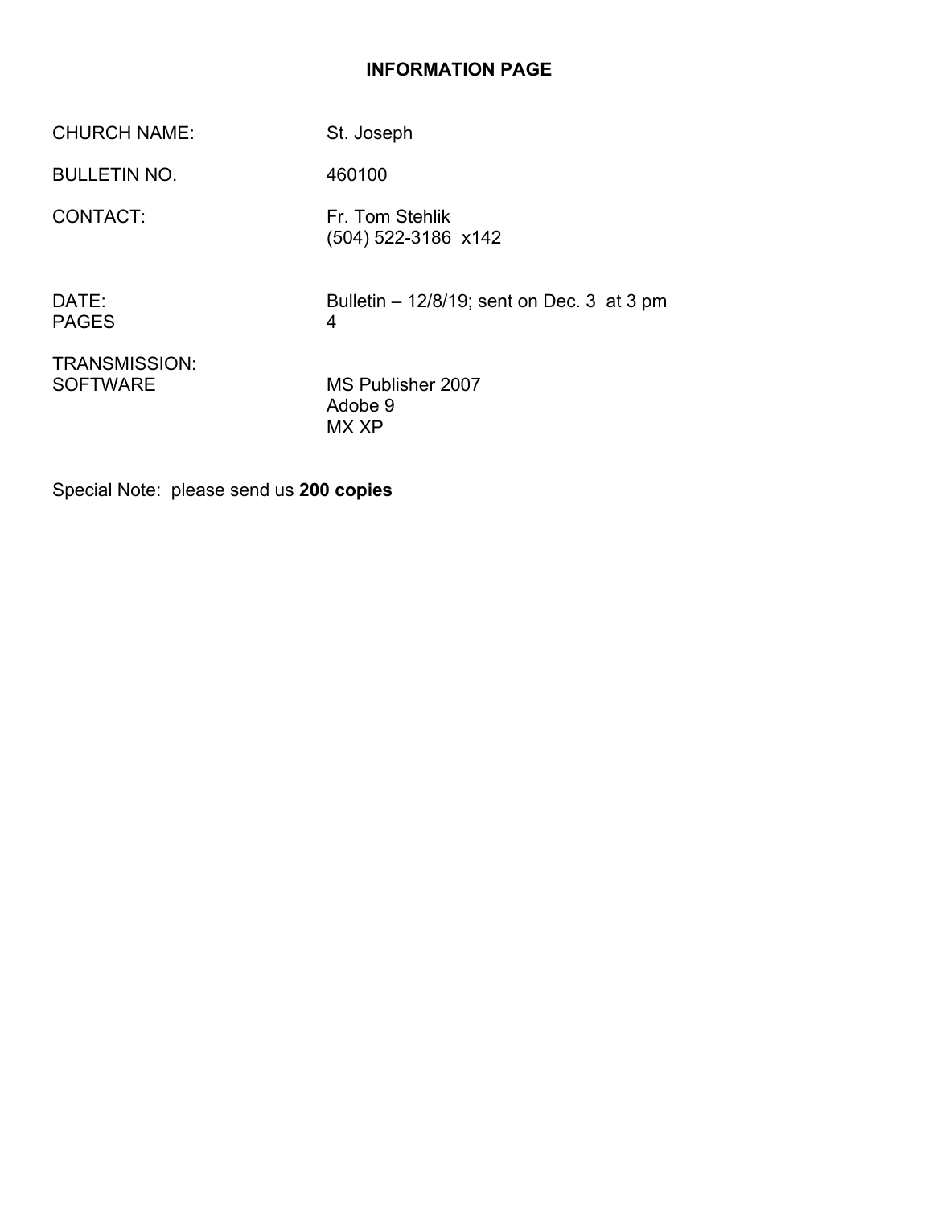# INFORMATION PAGE

| | |
|---|---|
| CHURCH NAME: | St. Joseph |
| BULLETIN NO. | 460100 |
| CONTACT: | Fr. Tom Stehlik<br>(504) 522-3186 x142 |
| DATE:<br>PAGES | Bulletin – 12/8/19; sent on Dec. 3 at 3 pm<br>4 |
| TRANSMISSION:<br>SOFTWARE | MS Publisher 2007<br>Adobe 9<br>MX XP |

Special Note: please send us **200 copies**